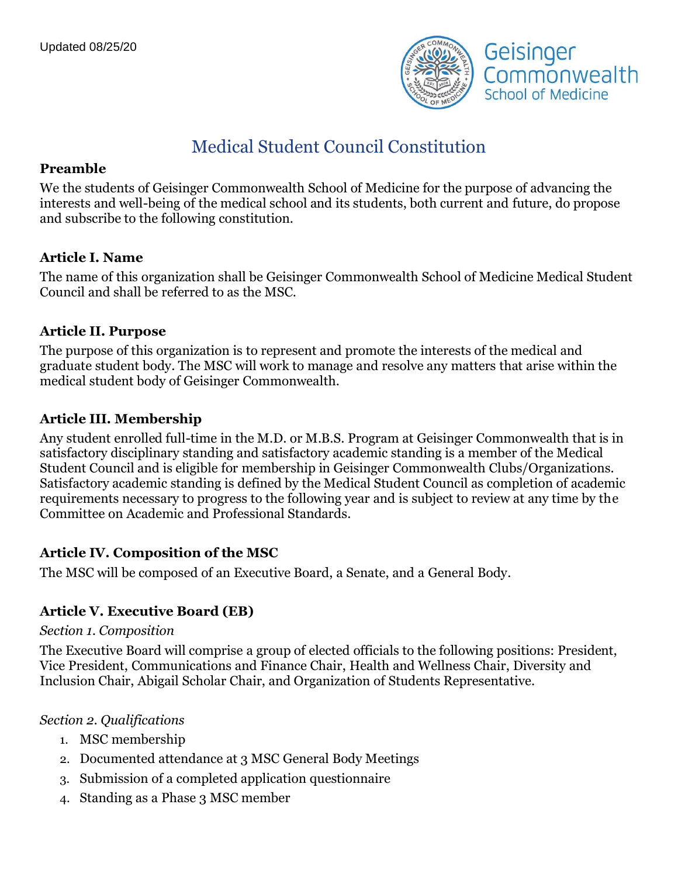Updated 08/25/20

Geisinger Commonwealth School of Medicine

# Medical Student Council Constitution

## Preamble

We the students of Geisinger Commonwealth School of Medicine for the purpose of advancing the interests and well-being of the medical school and its students, both current and future, do propose and subscribe to the following constitution.

## Article I. Name

The name of this organization shall be Geisinger Commonwealth School of Medicine Medical Student Council and shall be referred to as the MSC.

## Article II. Purpose

The purpose of this organization is to represent and promote the interests of the medical and graduate student body. The MSC will work to manage and resolve any matters that arise within the medical student body of Geisinger Commonwealth.

## Article III. Membership

Any student enrolled full-time in the M.D. or M.B.S. Program at Geisinger Commonwealth that is in satisfactory disciplinary standing and satisfactory academic standing is a member of the Medical Student Council and is eligible for membership in Geisinger Commonwealth Clubs/Organizations. Satisfactory academic standing is defined by the Medical Student Council as completion of academic requirements necessary to progress to the following year and is subject to review at any time by the Committee on Academic and Professional Standards.

## Article IV. Composition of the MSC

The MSC will be composed of an Executive Board, a Senate, and a General Body.

## Article V. Executive Board (EB)

*Section 1. Composition*

The Executive Board will comprise a group of elected officials to the following positions: President, Vice President, Communications and Finance Chair, Health and Wellness Chair, Diversity and Inclusion Chair, Abigail Scholar Chair, and Organization of Students Representative.

*Section 2. Qualifications*

1. MSC membership
2. Documented attendance at 3 MSC General Body Meetings
3. Submission of a completed application questionnaire
4. Standing as a Phase 3 MSC member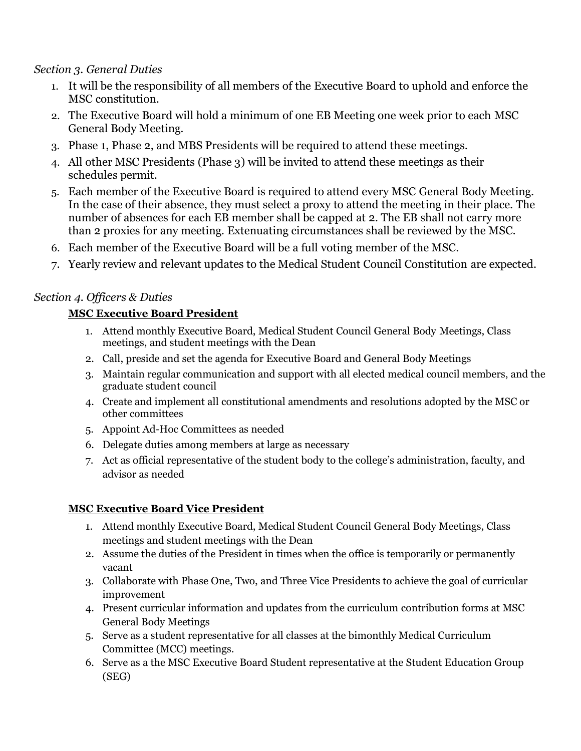*Section 3. General Duties*

1. It will be the responsibility of all members of the Executive Board to uphold and enforce the MSC constitution.
2. The Executive Board will hold a minimum of one EB Meeting one week prior to each MSC General Body Meeting.
3. Phase 1, Phase 2, and MBS Presidents will be required to attend these meetings.
4. All other MSC Presidents (Phase 3) will be invited to attend these meetings as their schedules permit.
5. Each member of the Executive Board is required to attend every MSC General Body Meeting. In the case of their absence, they must select a proxy to attend the meeting in their place. The number of absences for each EB member shall be capped at 2. The EB shall not carry more than 2 proxies for any meeting. Extenuating circumstances shall be reviewed by the MSC.
6. Each member of the Executive Board will be a full voting member of the MSC.
7. Yearly review and relevant updates to the Medical Student Council Constitution are expected.

*Section 4. Officers & Duties*

**MSC Executive Board President**

1. Attend monthly Executive Board, Medical Student Council General Body Meetings, Class meetings, and student meetings with the Dean
2. Call, preside and set the agenda for Executive Board and General Body Meetings
3. Maintain regular communication and support with all elected medical council members, and the graduate student council
4. Create and implement all constitutional amendments and resolutions adopted by the MSC or other committees
5. Appoint Ad-Hoc Committees as needed
6. Delegate duties among members at large as necessary
7. Act as official representative of the student body to the college's administration, faculty, and advisor as needed

**MSC Executive Board Vice President**

1. Attend monthly Executive Board, Medical Student Council General Body Meetings, Class meetings and student meetings with the Dean
2. Assume the duties of the President in times when the office is temporarily or permanently vacant
3. Collaborate with Phase One, Two, and Three Vice Presidents to achieve the goal of curricular improvement
4. Present curricular information and updates from the curriculum contribution forms at MSC General Body Meetings
5. Serve as a student representative for all classes at the bimonthly Medical Curriculum Committee (MCC) meetings.
6. Serve as a the MSC Executive Board Student representative at the Student Education Group (SEG)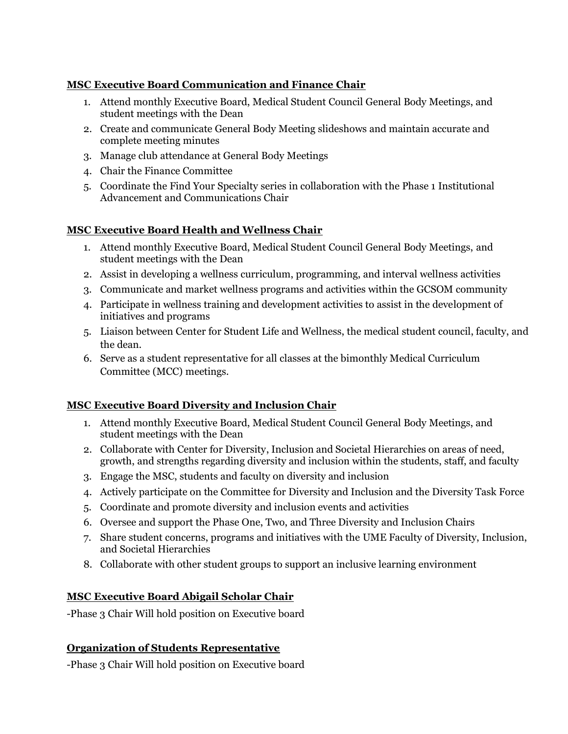**MSC Executive Board Communication and Finance Chair**

1. Attend monthly Executive Board, Medical Student Council General Body Meetings, and student meetings with the Dean
2. Create and communicate General Body Meeting slideshows and maintain accurate and complete meeting minutes
3. Manage club attendance at General Body Meetings
4. Chair the Finance Committee
5. Coordinate the Find Your Specialty series in collaboration with the Phase 1 Institutional Advancement and Communications Chair

**MSC Executive Board Health and Wellness Chair**

1. Attend monthly Executive Board, Medical Student Council General Body Meetings, and student meetings with the Dean
2. Assist in developing a wellness curriculum, programming, and interval wellness activities
3. Communicate and market wellness programs and activities within the GCSOM community
4. Participate in wellness training and development activities to assist in the development of initiatives and programs
5. Liaison between Center for Student Life and Wellness, the medical student council, faculty, and the dean.
6. Serve as a student representative for all classes at the bimonthly Medical Curriculum Committee (MCC) meetings.

**MSC Executive Board Diversity and Inclusion Chair**

1. Attend monthly Executive Board, Medical Student Council General Body Meetings, and student meetings with the Dean
2. Collaborate with Center for Diversity, Inclusion and Societal Hierarchies on areas of need, growth, and strengths regarding diversity and inclusion within the students, staff, and faculty
3. Engage the MSC, students and faculty on diversity and inclusion
4. Actively participate on the Committee for Diversity and Inclusion and the Diversity Task Force
5. Coordinate and promote diversity and inclusion events and activities
6. Oversee and support the Phase One, Two, and Three Diversity and Inclusion Chairs
7. Share student concerns, programs and initiatives with the UME Faculty of Diversity, Inclusion, and Societal Hierarchies
8. Collaborate with other student groups to support an inclusive learning environment

**MSC Executive Board Abigail Scholar Chair**

-Phase 3 Chair Will hold position on Executive board

**Organization of Students Representative**

-Phase 3 Chair Will hold position on Executive board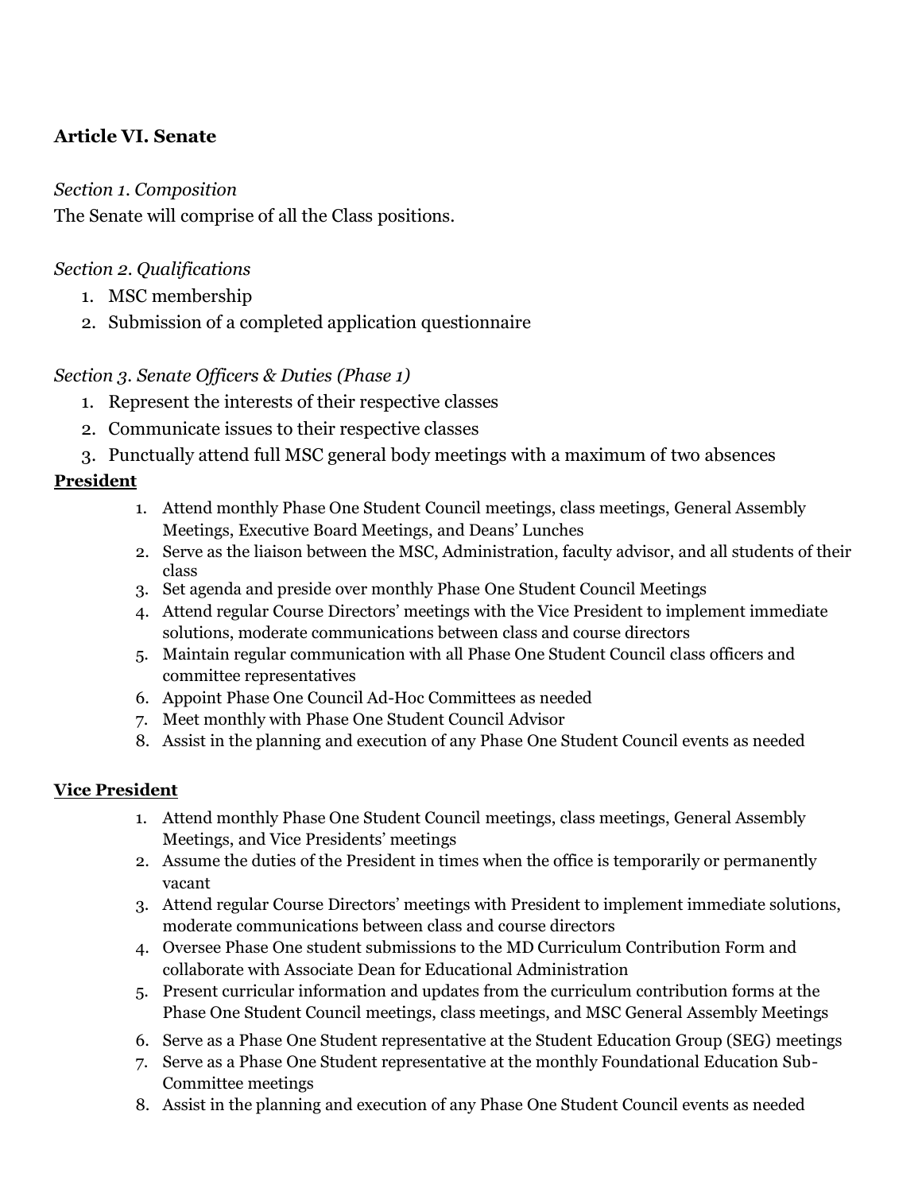## Article VI. Senate

*Section 1. Composition*

The Senate will comprise of all the Class positions.

*Section 2. Qualifications*

1. MSC membership
2. Submission of a completed application questionnaire

*Section 3. Senate Officers & Duties (Phase 1)*

1. Represent the interests of their respective classes
2. Communicate issues to their respective classes
3. Punctually attend full MSC general body meetings with a maximum of two absences

**<u>President</u>**

1. Attend monthly Phase One Student Council meetings, class meetings, General Assembly Meetings, Executive Board Meetings, and Deans' Lunches
2. Serve as the liaison between the MSC, Administration, faculty advisor, and all students of their class
3. Set agenda and preside over monthly Phase One Student Council Meetings
4. Attend regular Course Directors' meetings with the Vice President to implement immediate solutions, moderate communications between class and course directors
5. Maintain regular communication with all Phase One Student Council class officers and committee representatives
6. Appoint Phase One Council Ad-Hoc Committees as needed
7. Meet monthly with Phase One Student Council Advisor
8. Assist in the planning and execution of any Phase One Student Council events as needed

**<u>Vice President</u>**

1. Attend monthly Phase One Student Council meetings, class meetings, General Assembly Meetings, and Vice Presidents' meetings
2. Assume the duties of the President in times when the office is temporarily or permanently vacant
3. Attend regular Course Directors' meetings with President to implement immediate solutions, moderate communications between class and course directors
4. Oversee Phase One student submissions to the MD Curriculum Contribution Form and collaborate with Associate Dean for Educational Administration
5. Present curricular information and updates from the curriculum contribution forms at the Phase One Student Council meetings, class meetings, and MSC General Assembly Meetings
6. Serve as a Phase One Student representative at the Student Education Group (SEG) meetings
7. Serve as a Phase One Student representative at the monthly Foundational Education Sub-Committee meetings
8. Assist in the planning and execution of any Phase One Student Council events as needed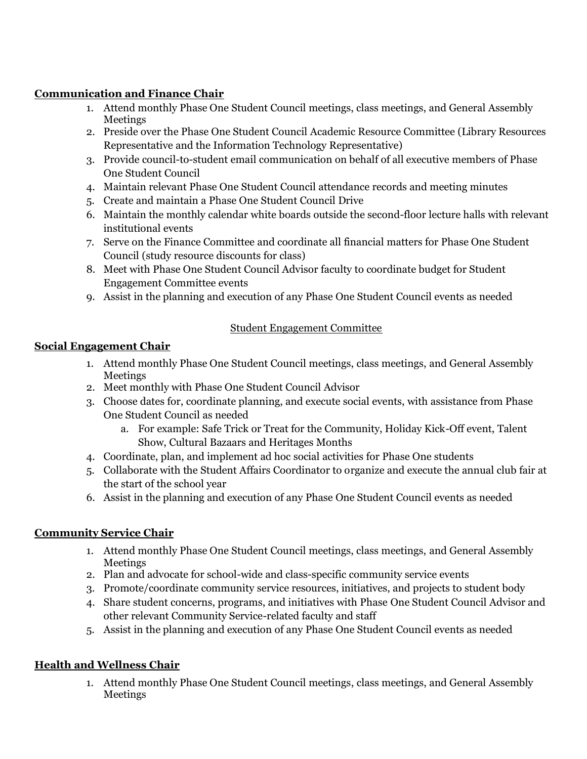**Communication and Finance Chair**

1. Attend monthly Phase One Student Council meetings, class meetings, and General Assembly Meetings
2. Preside over the Phase One Student Council Academic Resource Committee (Library Resources Representative and the Information Technology Representative)
3. Provide council-to-student email communication on behalf of all executive members of Phase One Student Council
4. Maintain relevant Phase One Student Council attendance records and meeting minutes
5. Create and maintain a Phase One Student Council Drive
6. Maintain the monthly calendar white boards outside the second-floor lecture halls with relevant institutional events
7. Serve on the Finance Committee and coordinate all financial matters for Phase One Student Council (study resource discounts for class)
8. Meet with Phase One Student Council Advisor faculty to coordinate budget for Student Engagement Committee events
9. Assist in the planning and execution of any Phase One Student Council events as needed

Student Engagement Committee

**Social Engagement Chair**

1. Attend monthly Phase One Student Council meetings, class meetings, and General Assembly Meetings
2. Meet monthly with Phase One Student Council Advisor
3. Choose dates for, coordinate planning, and execute social events, with assistance from Phase One Student Council as needed
   a. For example: Safe Trick or Treat for the Community, Holiday Kick-Off event, Talent Show, Cultural Bazaars and Heritages Months
4. Coordinate, plan, and implement ad hoc social activities for Phase One students
5. Collaborate with the Student Affairs Coordinator to organize and execute the annual club fair at the start of the school year
6. Assist in the planning and execution of any Phase One Student Council events as needed

**Community Service Chair**

1. Attend monthly Phase One Student Council meetings, class meetings, and General Assembly Meetings
2. Plan and advocate for school-wide and class-specific community service events
3. Promote/coordinate community service resources, initiatives, and projects to student body
4. Share student concerns, programs, and initiatives with Phase One Student Council Advisor and other relevant Community Service-related faculty and staff
5. Assist in the planning and execution of any Phase One Student Council events as needed

**Health and Wellness Chair**

1. Attend monthly Phase One Student Council meetings, class meetings, and General Assembly Meetings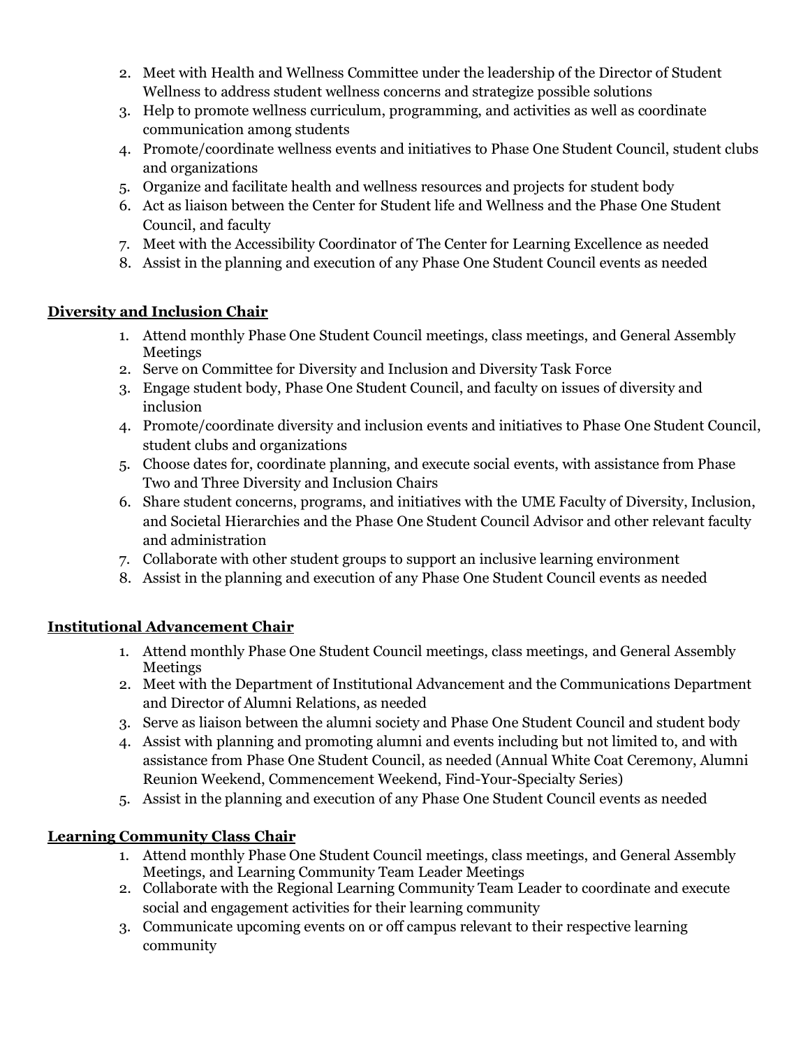2. Meet with Health and Wellness Committee under the leadership of the Director of Student Wellness to address student wellness concerns and strategize possible solutions
3. Help to promote wellness curriculum, programming, and activities as well as coordinate communication among students
4. Promote/coordinate wellness events and initiatives to Phase One Student Council, student clubs and organizations
5. Organize and facilitate health and wellness resources and projects for student body
6. Act as liaison between the Center for Student life and Wellness and the Phase One Student Council, and faculty
7. Meet with the Accessibility Coordinator of The Center for Learning Excellence as needed
8. Assist in the planning and execution of any Phase One Student Council events as needed

**Diversity and Inclusion Chair**

1. Attend monthly Phase One Student Council meetings, class meetings, and General Assembly Meetings
2. Serve on Committee for Diversity and Inclusion and Diversity Task Force
3. Engage student body, Phase One Student Council, and faculty on issues of diversity and inclusion
4. Promote/coordinate diversity and inclusion events and initiatives to Phase One Student Council, student clubs and organizations
5. Choose dates for, coordinate planning, and execute social events, with assistance from Phase Two and Three Diversity and Inclusion Chairs
6. Share student concerns, programs, and initiatives with the UME Faculty of Diversity, Inclusion, and Societal Hierarchies and the Phase One Student Council Advisor and other relevant faculty and administration
7. Collaborate with other student groups to support an inclusive learning environment
8. Assist in the planning and execution of any Phase One Student Council events as needed

**Institutional Advancement Chair**

1. Attend monthly Phase One Student Council meetings, class meetings, and General Assembly Meetings
2. Meet with the Department of Institutional Advancement and the Communications Department and Director of Alumni Relations, as needed
3. Serve as liaison between the alumni society and Phase One Student Council and student body
4. Assist with planning and promoting alumni and events including but not limited to, and with assistance from Phase One Student Council, as needed (Annual White Coat Ceremony, Alumni Reunion Weekend, Commencement Weekend, Find-Your-Specialty Series)
5. Assist in the planning and execution of any Phase One Student Council events as needed

**Learning Community Class Chair**

1. Attend monthly Phase One Student Council meetings, class meetings, and General Assembly Meetings, and Learning Community Team Leader Meetings
2. Collaborate with the Regional Learning Community Team Leader to coordinate and execute social and engagement activities for their learning community
3. Communicate upcoming events on or off campus relevant to their respective learning community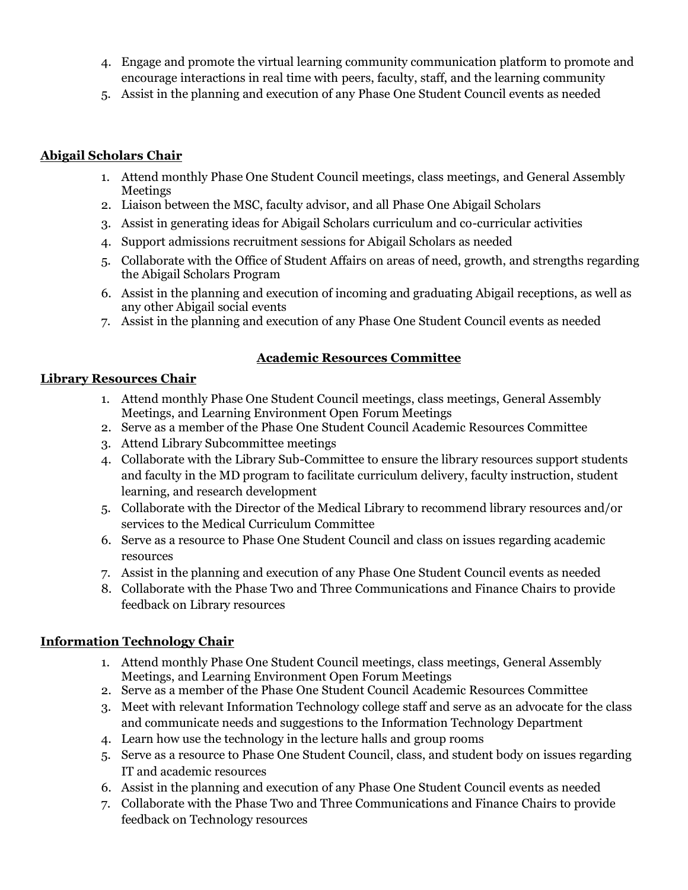4. Engage and promote the virtual learning community communication platform to promote and encourage interactions in real time with peers, faculty, staff, and the learning community
5. Assist in the planning and execution of any Phase One Student Council events as needed

**Abigail Scholars Chair**

1. Attend monthly Phase One Student Council meetings, class meetings, and General Assembly Meetings
2. Liaison between the MSC, faculty advisor, and all Phase One Abigail Scholars
3. Assist in generating ideas for Abigail Scholars curriculum and co-curricular activities
4. Support admissions recruitment sessions for Abigail Scholars as needed
5. Collaborate with the Office of Student Affairs on areas of need, growth, and strengths regarding the Abigail Scholars Program
6. Assist in the planning and execution of incoming and graduating Abigail receptions, as well as any other Abigail social events
7. Assist in the planning and execution of any Phase One Student Council events as needed

## Academic Resources Committee

**Library Resources Chair**

1. Attend monthly Phase One Student Council meetings, class meetings, General Assembly Meetings, and Learning Environment Open Forum Meetings
2. Serve as a member of the Phase One Student Council Academic Resources Committee
3. Attend Library Subcommittee meetings
4. Collaborate with the Library Sub-Committee to ensure the library resources support students and faculty in the MD program to facilitate curriculum delivery, faculty instruction, student learning, and research development
5. Collaborate with the Director of the Medical Library to recommend library resources and/or services to the Medical Curriculum Committee
6. Serve as a resource to Phase One Student Council and class on issues regarding academic resources
7. Assist in the planning and execution of any Phase One Student Council events as needed
8. Collaborate with the Phase Two and Three Communications and Finance Chairs to provide feedback on Library resources

**Information Technology Chair**

1. Attend monthly Phase One Student Council meetings, class meetings, General Assembly Meetings, and Learning Environment Open Forum Meetings
2. Serve as a member of the Phase One Student Council Academic Resources Committee
3. Meet with relevant Information Technology college staff and serve as an advocate for the class and communicate needs and suggestions to the Information Technology Department
4. Learn how use the technology in the lecture halls and group rooms
5. Serve as a resource to Phase One Student Council, class, and student body on issues regarding IT and academic resources
6. Assist in the planning and execution of any Phase One Student Council events as needed
7. Collaborate with the Phase Two and Three Communications and Finance Chairs to provide feedback on Technology resources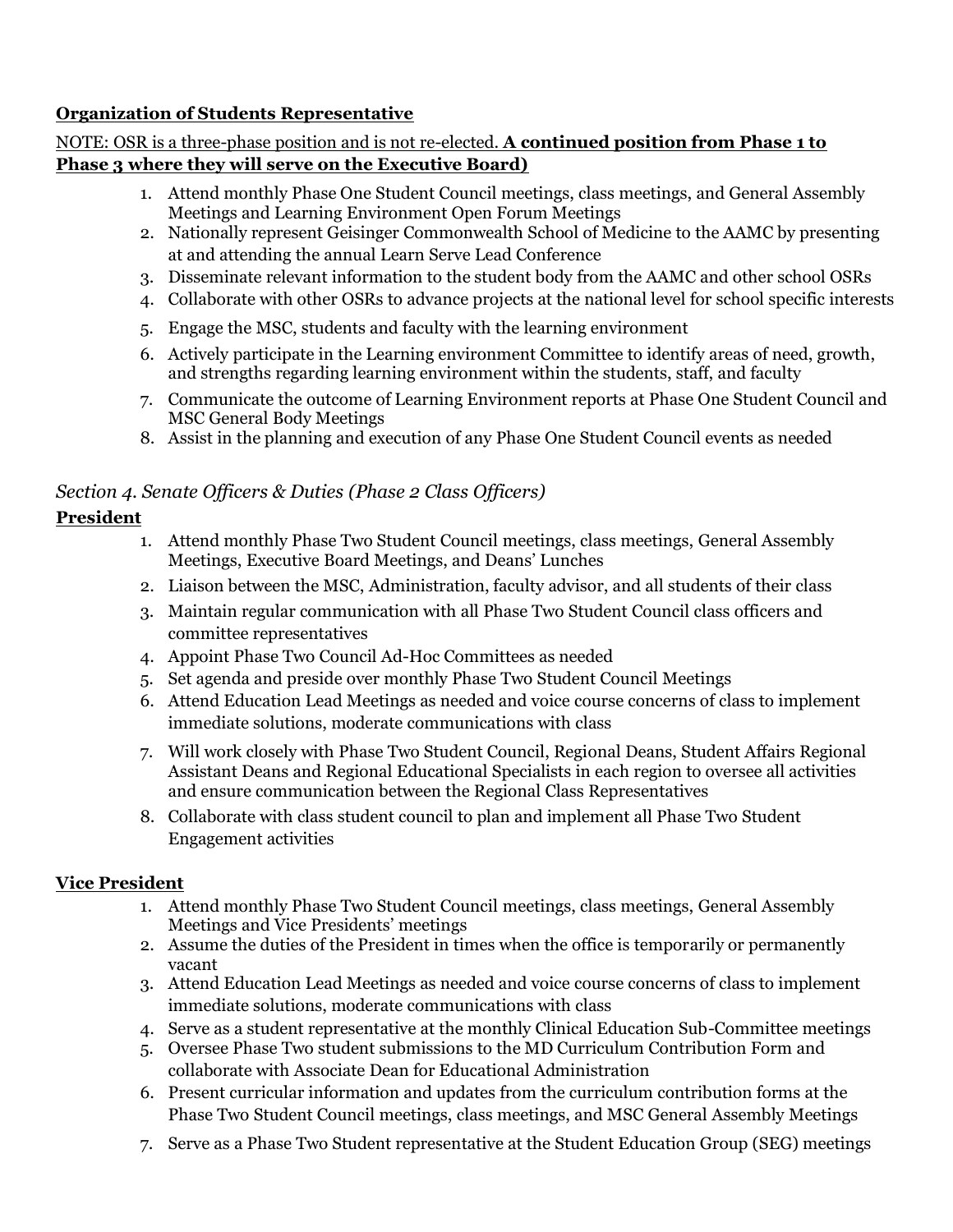**<u>Organization of Students Representative</u>**

<u>NOTE: OSR is a three-phase position and is not re-elected.</u> **<u>A continued position from Phase 1 to Phase 3 where they will serve on the Executive Board)</u>**

1. Attend monthly Phase One Student Council meetings, class meetings, and General Assembly Meetings and Learning Environment Open Forum Meetings
2. Nationally represent Geisinger Commonwealth School of Medicine to the AAMC by presenting at and attending the annual Learn Serve Lead Conference
3. Disseminate relevant information to the student body from the AAMC and other school OSRs
4. Collaborate with other OSRs to advance projects at the national level for school specific interests
5. Engage the MSC, students and faculty with the learning environment
6. Actively participate in the Learning environment Committee to identify areas of need, growth, and strengths regarding learning environment within the students, staff, and faculty
7. Communicate the outcome of Learning Environment reports at Phase One Student Council and MSC General Body Meetings
8. Assist in the planning and execution of any Phase One Student Council events as needed

*Section 4. Senate Officers & Duties (Phase 2 Class Officers)*

**<u>President</u>**

1. Attend monthly Phase Two Student Council meetings, class meetings, General Assembly Meetings, Executive Board Meetings, and Deans' Lunches
2. Liaison between the MSC, Administration, faculty advisor, and all students of their class
3. Maintain regular communication with all Phase Two Student Council class officers and committee representatives
4. Appoint Phase Two Council Ad-Hoc Committees as needed
5. Set agenda and preside over monthly Phase Two Student Council Meetings
6. Attend Education Lead Meetings as needed and voice course concerns of class to implement immediate solutions, moderate communications with class
7. Will work closely with Phase Two Student Council, Regional Deans, Student Affairs Regional Assistant Deans and Regional Educational Specialists in each region to oversee all activities and ensure communication between the Regional Class Representatives
8. Collaborate with class student council to plan and implement all Phase Two Student Engagement activities

**<u>Vice President</u>**

1. Attend monthly Phase Two Student Council meetings, class meetings, General Assembly Meetings and Vice Presidents' meetings
2. Assume the duties of the President in times when the office is temporarily or permanently vacant
3. Attend Education Lead Meetings as needed and voice course concerns of class to implement immediate solutions, moderate communications with class
4. Serve as a student representative at the monthly Clinical Education Sub-Committee meetings
5. Oversee Phase Two student submissions to the MD Curriculum Contribution Form and collaborate with Associate Dean for Educational Administration
6. Present curricular information and updates from the curriculum contribution forms at the Phase Two Student Council meetings, class meetings, and MSC General Assembly Meetings
7. Serve as a Phase Two Student representative at the Student Education Group (SEG) meetings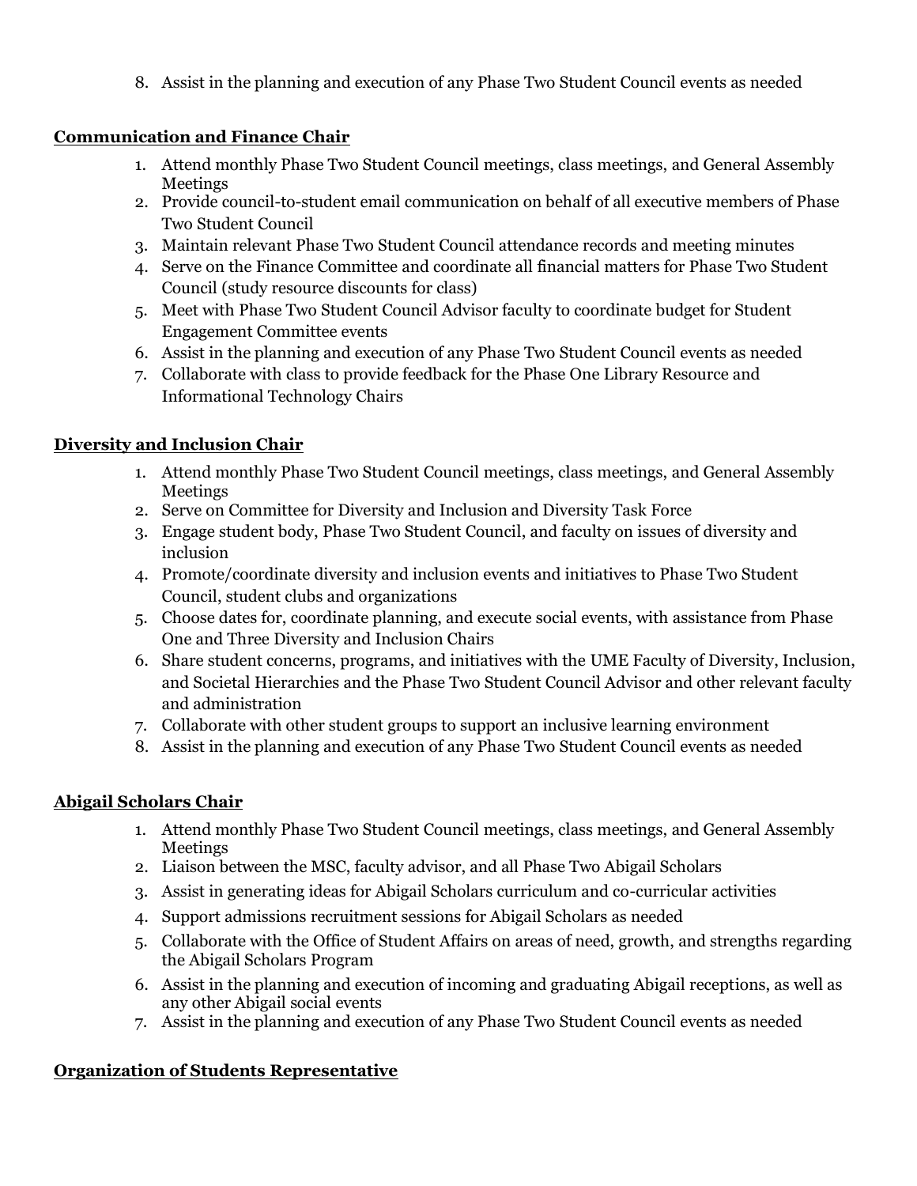8. Assist in the planning and execution of any Phase Two Student Council events as needed

**Communication and Finance Chair**

1. Attend monthly Phase Two Student Council meetings, class meetings, and General Assembly Meetings
2. Provide council-to-student email communication on behalf of all executive members of Phase Two Student Council
3. Maintain relevant Phase Two Student Council attendance records and meeting minutes
4. Serve on the Finance Committee and coordinate all financial matters for Phase Two Student Council (study resource discounts for class)
5. Meet with Phase Two Student Council Advisor faculty to coordinate budget for Student Engagement Committee events
6. Assist in the planning and execution of any Phase Two Student Council events as needed
7. Collaborate with class to provide feedback for the Phase One Library Resource and Informational Technology Chairs

**Diversity and Inclusion Chair**

1. Attend monthly Phase Two Student Council meetings, class meetings, and General Assembly Meetings
2. Serve on Committee for Diversity and Inclusion and Diversity Task Force
3. Engage student body, Phase Two Student Council, and faculty on issues of diversity and inclusion
4. Promote/coordinate diversity and inclusion events and initiatives to Phase Two Student Council, student clubs and organizations
5. Choose dates for, coordinate planning, and execute social events, with assistance from Phase One and Three Diversity and Inclusion Chairs
6. Share student concerns, programs, and initiatives with the UME Faculty of Diversity, Inclusion, and Societal Hierarchies and the Phase Two Student Council Advisor and other relevant faculty and administration
7. Collaborate with other student groups to support an inclusive learning environment
8. Assist in the planning and execution of any Phase Two Student Council events as needed

**Abigail Scholars Chair**

1. Attend monthly Phase Two Student Council meetings, class meetings, and General Assembly Meetings
2. Liaison between the MSC, faculty advisor, and all Phase Two Abigail Scholars
3. Assist in generating ideas for Abigail Scholars curriculum and co-curricular activities
4. Support admissions recruitment sessions for Abigail Scholars as needed
5. Collaborate with the Office of Student Affairs on areas of need, growth, and strengths regarding the Abigail Scholars Program
6. Assist in the planning and execution of incoming and graduating Abigail receptions, as well as any other Abigail social events
7. Assist in the planning and execution of any Phase Two Student Council events as needed

**Organization of Students Representative**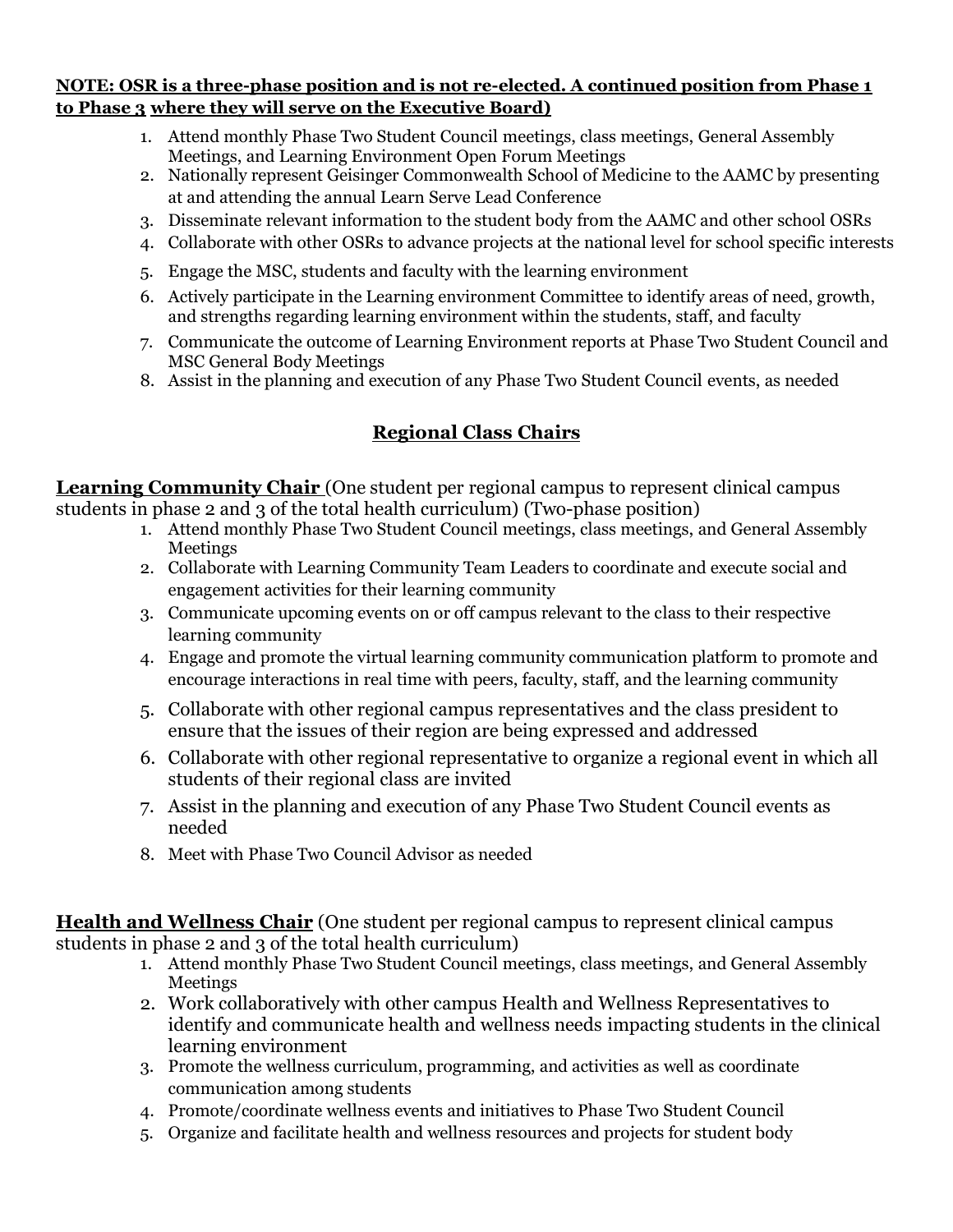**NOTE: OSR is a three-phase position and is not re-elected. A continued position from Phase 1 to Phase 3 where they will serve on the Executive Board)**

1. Attend monthly Phase Two Student Council meetings, class meetings, General Assembly Meetings, and Learning Environment Open Forum Meetings
2. Nationally represent Geisinger Commonwealth School of Medicine to the AAMC by presenting at and attending the annual Learn Serve Lead Conference
3. Disseminate relevant information to the student body from the AAMC and other school OSRs
4. Collaborate with other OSRs to advance projects at the national level for school specific interests
5. Engage the MSC, students and faculty with the learning environment
6. Actively participate in the Learning environment Committee to identify areas of need, growth, and strengths regarding learning environment within the students, staff, and faculty
7. Communicate the outcome of Learning Environment reports at Phase Two Student Council and MSC General Body Meetings
8. Assist in the planning and execution of any Phase Two Student Council events, as needed

## Regional Class Chairs

**Learning Community Chair** (One student per regional campus to represent clinical campus students in phase 2 and 3 of the total health curriculum) (Two-phase position)

1. Attend monthly Phase Two Student Council meetings, class meetings, and General Assembly Meetings
2. Collaborate with Learning Community Team Leaders to coordinate and execute social and engagement activities for their learning community
3. Communicate upcoming events on or off campus relevant to the class to their respective learning community
4. Engage and promote the virtual learning community communication platform to promote and encourage interactions in real time with peers, faculty, staff, and the learning community
5. Collaborate with other regional campus representatives and the class president to ensure that the issues of their region are being expressed and addressed
6. Collaborate with other regional representative to organize a regional event in which all students of their regional class are invited
7. Assist in the planning and execution of any Phase Two Student Council events as needed
8. Meet with Phase Two Council Advisor as needed

**Health and Wellness Chair** (One student per regional campus to represent clinical campus students in phase 2 and 3 of the total health curriculum)

1. Attend monthly Phase Two Student Council meetings, class meetings, and General Assembly Meetings
2. Work collaboratively with other campus Health and Wellness Representatives to identify and communicate health and wellness needs impacting students in the clinical learning environment
3. Promote the wellness curriculum, programming, and activities as well as coordinate communication among students
4. Promote/coordinate wellness events and initiatives to Phase Two Student Council
5. Organize and facilitate health and wellness resources and projects for student body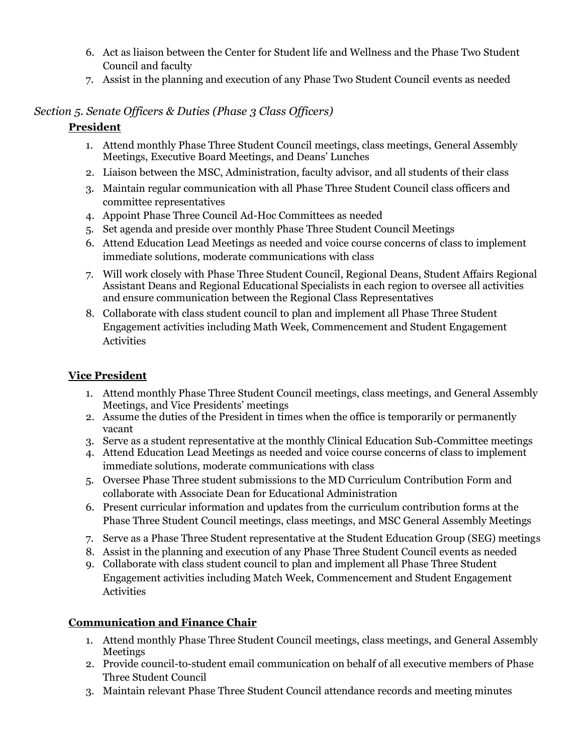6. Act as liaison between the Center for Student life and Wellness and the Phase Two Student Council and faculty
7. Assist in the planning and execution of any Phase Two Student Council events as needed

*Section 5. Senate Officers & Duties (Phase 3 Class Officers)*

**President**

1. Attend monthly Phase Three Student Council meetings, class meetings, General Assembly Meetings, Executive Board Meetings, and Deans' Lunches
2. Liaison between the MSC, Administration, faculty advisor, and all students of their class
3. Maintain regular communication with all Phase Three Student Council class officers and committee representatives
4. Appoint Phase Three Council Ad-Hoc Committees as needed
5. Set agenda and preside over monthly Phase Three Student Council Meetings
6. Attend Education Lead Meetings as needed and voice course concerns of class to implement immediate solutions, moderate communications with class
7. Will work closely with Phase Three Student Council, Regional Deans, Student Affairs Regional Assistant Deans and Regional Educational Specialists in each region to oversee all activities and ensure communication between the Regional Class Representatives
8. Collaborate with class student council to plan and implement all Phase Three Student Engagement activities including Math Week, Commencement and Student Engagement Activities

**Vice President**

1. Attend monthly Phase Three Student Council meetings, class meetings, and General Assembly Meetings, and Vice Presidents' meetings
2. Assume the duties of the President in times when the office is temporarily or permanently vacant
3. Serve as a student representative at the monthly Clinical Education Sub-Committee meetings
4. Attend Education Lead Meetings as needed and voice course concerns of class to implement immediate solutions, moderate communications with class
5. Oversee Phase Three student submissions to the MD Curriculum Contribution Form and collaborate with Associate Dean for Educational Administration
6. Present curricular information and updates from the curriculum contribution forms at the Phase Three Student Council meetings, class meetings, and MSC General Assembly Meetings
7. Serve as a Phase Three Student representative at the Student Education Group (SEG) meetings
8. Assist in the planning and execution of any Phase Three Student Council events as needed
9. Collaborate with class student council to plan and implement all Phase Three Student Engagement activities including Match Week, Commencement and Student Engagement Activities

**Communication and Finance Chair**

1. Attend monthly Phase Three Student Council meetings, class meetings, and General Assembly Meetings
2. Provide council-to-student email communication on behalf of all executive members of Phase Three Student Council
3. Maintain relevant Phase Three Student Council attendance records and meeting minutes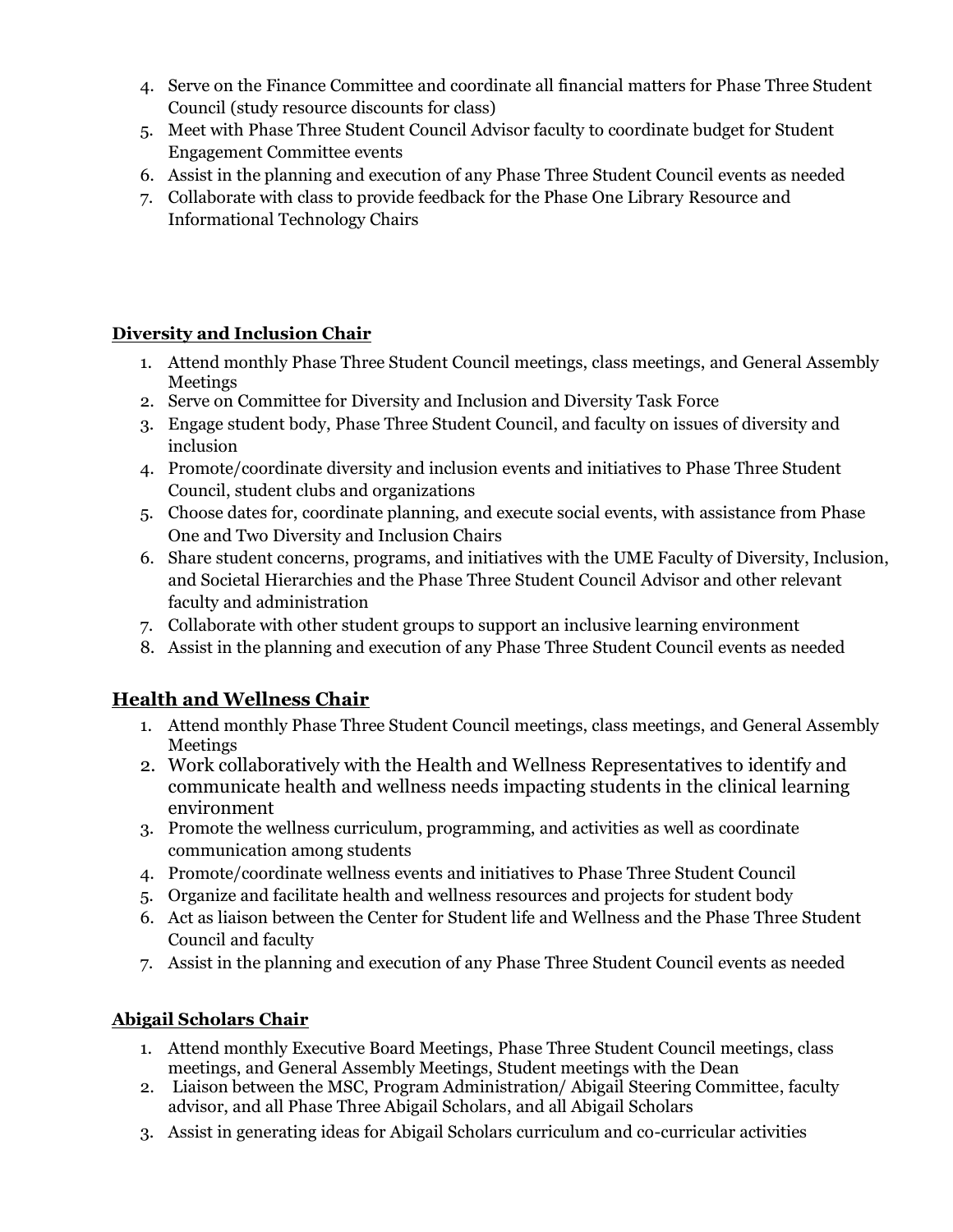4. Serve on the Finance Committee and coordinate all financial matters for Phase Three Student Council (study resource discounts for class)
5. Meet with Phase Three Student Council Advisor faculty to coordinate budget for Student Engagement Committee events
6. Assist in the planning and execution of any Phase Three Student Council events as needed
7. Collaborate with class to provide feedback for the Phase One Library Resource and Informational Technology Chairs

**Diversity and Inclusion Chair**

1. Attend monthly Phase Three Student Council meetings, class meetings, and General Assembly Meetings
2. Serve on Committee for Diversity and Inclusion and Diversity Task Force
3. Engage student body, Phase Three Student Council, and faculty on issues of diversity and inclusion
4. Promote/coordinate diversity and inclusion events and initiatives to Phase Three Student Council, student clubs and organizations
5. Choose dates for, coordinate planning, and execute social events, with assistance from Phase One and Two Diversity and Inclusion Chairs
6. Share student concerns, programs, and initiatives with the UME Faculty of Diversity, Inclusion, and Societal Hierarchies and the Phase Three Student Council Advisor and other relevant faculty and administration
7. Collaborate with other student groups to support an inclusive learning environment
8. Assist in the planning and execution of any Phase Three Student Council events as needed

## Health and Wellness Chair

1. Attend monthly Phase Three Student Council meetings, class meetings, and General Assembly Meetings
2. Work collaboratively with the Health and Wellness Representatives to identify and communicate health and wellness needs impacting students in the clinical learning environment
3. Promote the wellness curriculum, programming, and activities as well as coordinate communication among students
4. Promote/coordinate wellness events and initiatives to Phase Three Student Council
5. Organize and facilitate health and wellness resources and projects for student body
6. Act as liaison between the Center for Student life and Wellness and the Phase Three Student Council and faculty
7. Assist in the planning and execution of any Phase Three Student Council events as needed

**Abigail Scholars Chair**

1. Attend monthly Executive Board Meetings, Phase Three Student Council meetings, class meetings, and General Assembly Meetings, Student meetings with the Dean
2. Liaison between the MSC, Program Administration/ Abigail Steering Committee, faculty advisor, and all Phase Three Abigail Scholars, and all Abigail Scholars
3. Assist in generating ideas for Abigail Scholars curriculum and co-curricular activities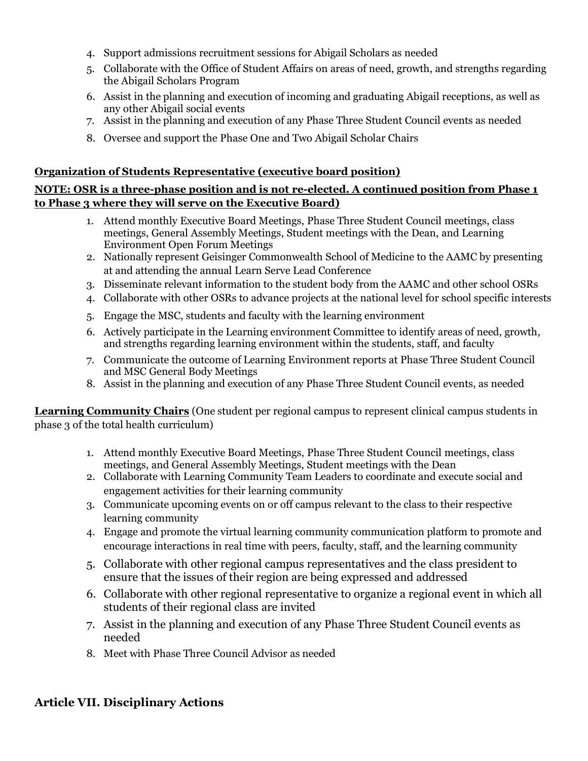4. Support admissions recruitment sessions for Abigail Scholars as needed
5. Collaborate with the Office of Student Affairs on areas of need, growth, and strengths regarding the Abigail Scholars Program
6. Assist in the planning and execution of incoming and graduating Abigail receptions, as well as any other Abigail social events
7. Assist in the planning and execution of any Phase Three Student Council events as needed
8. Oversee and support the Phase One and Two Abigail Scholar Chairs

**Organization of Students Representative (executive board position)**

**NOTE: OSR is a three-phase position and is not re-elected. A continued position from Phase 1 to Phase 3 where they will serve on the Executive Board)**

1. Attend monthly Executive Board Meetings, Phase Three Student Council meetings, class meetings, General Assembly Meetings, Student meetings with the Dean, and Learning Environment Open Forum Meetings
2. Nationally represent Geisinger Commonwealth School of Medicine to the AAMC by presenting at and attending the annual Learn Serve Lead Conference
3. Disseminate relevant information to the student body from the AAMC and other school OSRs
4. Collaborate with other OSRs to advance projects at the national level for school specific interests
5. Engage the MSC, students and faculty with the learning environment
6. Actively participate in the Learning environment Committee to identify areas of need, growth, and strengths regarding learning environment within the students, staff, and faculty
7. Communicate the outcome of Learning Environment reports at Phase Three Student Council and MSC General Body Meetings
8. Assist in the planning and execution of any Phase Three Student Council events, as needed

**Learning Community Chairs** (One student per regional campus to represent clinical campus students in phase 3 of the total health curriculum)

1. Attend monthly Executive Board Meetings, Phase Three Student Council meetings, class meetings, and General Assembly Meetings, Student meetings with the Dean
2. Collaborate with Learning Community Team Leaders to coordinate and execute social and engagement activities for their learning community
3. Communicate upcoming events on or off campus relevant to the class to their respective learning community
4. Engage and promote the virtual learning community communication platform to promote and encourage interactions in real time with peers, faculty, staff, and the learning community
5. Collaborate with other regional campus representatives and the class president to ensure that the issues of their region are being expressed and addressed
6. Collaborate with other regional representative to organize a regional event in which all students of their regional class are invited
7. Assist in the planning and execution of any Phase Three Student Council events as needed
8. Meet with Phase Three Council Advisor as needed

## Article VII. Disciplinary Actions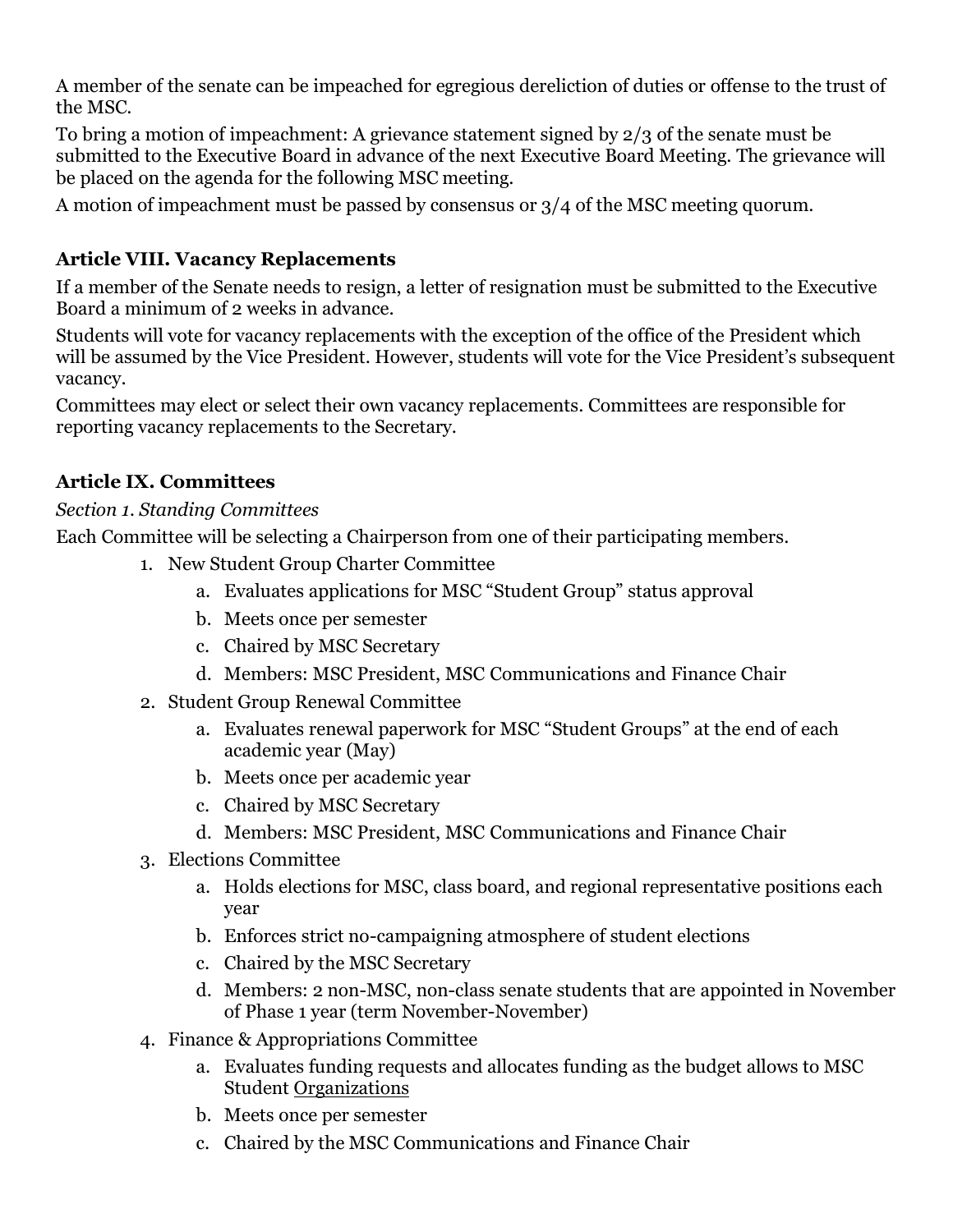A member of the senate can be impeached for egregious dereliction of duties or offense to the trust of the MSC.

To bring a motion of impeachment: A grievance statement signed by 2/3 of the senate must be submitted to the Executive Board in advance of the next Executive Board Meeting. The grievance will be placed on the agenda for the following MSC meeting.

A motion of impeachment must be passed by consensus or 3/4 of the MSC meeting quorum.

### Article VIII. Vacancy Replacements

If a member of the Senate needs to resign, a letter of resignation must be submitted to the Executive Board a minimum of 2 weeks in advance.

Students will vote for vacancy replacements with the exception of the office of the President which will be assumed by the Vice President. However, students will vote for the Vice President's subsequent vacancy.

Committees may elect or select their own vacancy replacements. Committees are responsible for reporting vacancy replacements to the Secretary.

### Article IX. Committees

*Section 1. Standing Committees*

Each Committee will be selecting a Chairperson from one of their participating members.

1. New Student Group Charter Committee
    a. Evaluates applications for MSC "Student Group" status approval
    b. Meets once per semester
    c. Chaired by MSC Secretary
    d. Members: MSC President, MSC Communications and Finance Chair
2. Student Group Renewal Committee
    a. Evaluates renewal paperwork for MSC "Student Groups" at the end of each academic year (May)
    b. Meets once per academic year
    c. Chaired by MSC Secretary
    d. Members: MSC President, MSC Communications and Finance Chair
3. Elections Committee
    a. Holds elections for MSC, class board, and regional representative positions each year
    b. Enforces strict no-campaigning atmosphere of student elections
    c. Chaired by the MSC Secretary
    d. Members: 2 non-MSC, non-class senate students that are appointed in November of Phase 1 year (term November-November)
4. Finance & Appropriations Committee
    a. Evaluates funding requests and allocates funding as the budget allows to MSC Student Organizations
    b. Meets once per semester
    c. Chaired by the MSC Communications and Finance Chair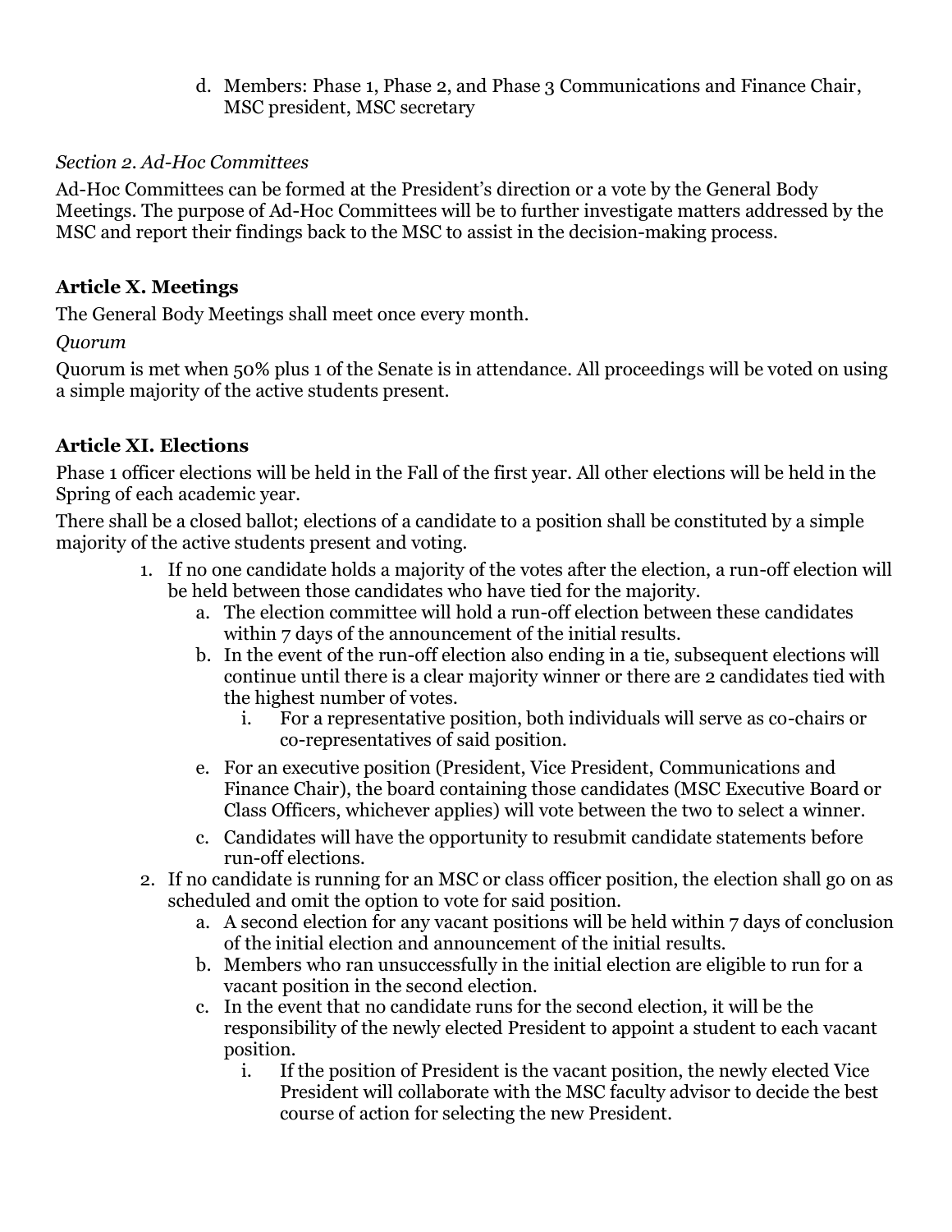d. Members: Phase 1, Phase 2, and Phase 3 Communications and Finance Chair, MSC president, MSC secretary

*Section 2. Ad-Hoc Committees*

Ad-Hoc Committees can be formed at the President's direction or a vote by the General Body Meetings. The purpose of Ad-Hoc Committees will be to further investigate matters addressed by the MSC and report their findings back to the MSC to assist in the decision-making process.

## Article X. Meetings

The General Body Meetings shall meet once every month.

*Quorum*

Quorum is met when 50% plus 1 of the Senate is in attendance. All proceedings will be voted on using a simple majority of the active students present.

## Article XI. Elections

Phase 1 officer elections will be held in the Fall of the first year. All other elections will be held in the Spring of each academic year.

There shall be a closed ballot; elections of a candidate to a position shall be constituted by a simple majority of the active students present and voting.

1. If no one candidate holds a majority of the votes after the election, a run-off election will be held between those candidates who have tied for the majority.
    a. The election committee will hold a run-off election between these candidates within 7 days of the announcement of the initial results.
    b. In the event of the run-off election also ending in a tie, subsequent elections will continue until there is a clear majority winner or there are 2 candidates tied with the highest number of votes.
        i. For a representative position, both individuals will serve as co-chairs or co-representatives of said position.
    e. For an executive position (President, Vice President, Communications and Finance Chair), the board containing those candidates (MSC Executive Board or Class Officers, whichever applies) will vote between the two to select a winner.
    c. Candidates will have the opportunity to resubmit candidate statements before run-off elections.
2. If no candidate is running for an MSC or class officer position, the election shall go on as scheduled and omit the option to vote for said position.
    a. A second election for any vacant positions will be held within 7 days of conclusion of the initial election and announcement of the initial results.
    b. Members who ran unsuccessfully in the initial election are eligible to run for a vacant position in the second election.
    c. In the event that no candidate runs for the second election, it will be the responsibility of the newly elected President to appoint a student to each vacant position.
        i. If the position of President is the vacant position, the newly elected Vice President will collaborate with the MSC faculty advisor to decide the best course of action for selecting the new President.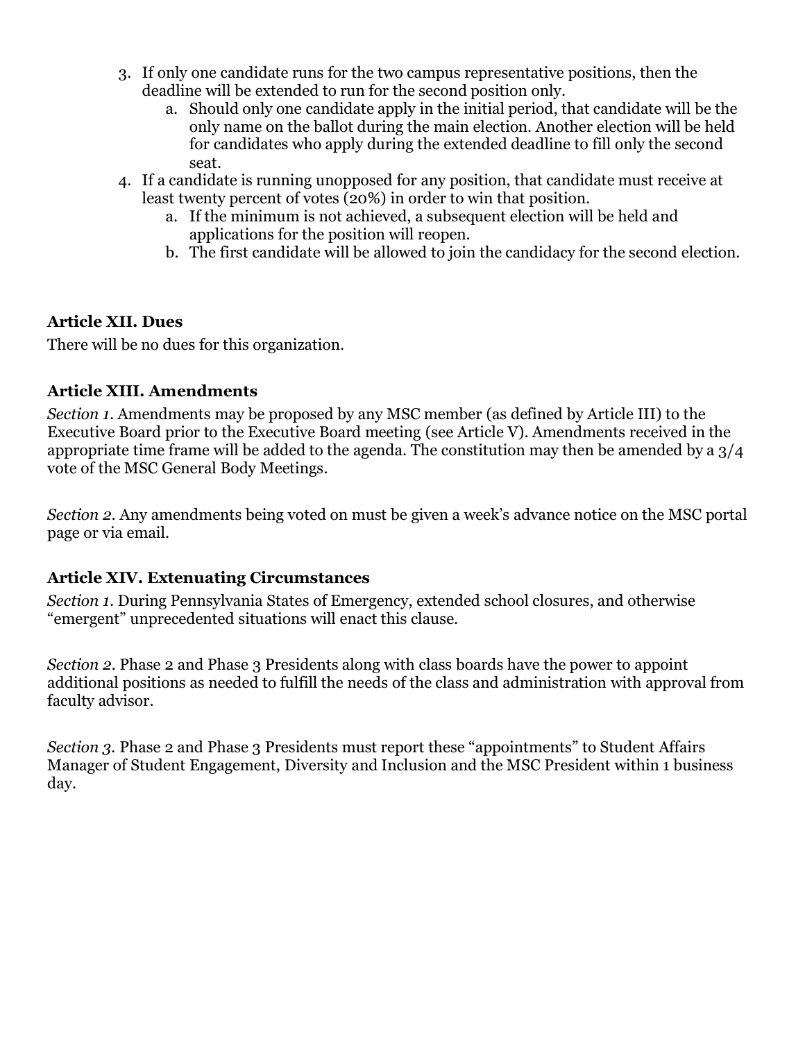3. If only one candidate runs for the two campus representative positions, then the deadline will be extended to run for the second position only.
    a. Should only one candidate apply in the initial period, that candidate will be the only name on the ballot during the main election. Another election will be held for candidates who apply during the extended deadline to fill only the second seat.
4. If a candidate is running unopposed for any position, that candidate must receive at least twenty percent of votes (20%) in order to win that position.
    a. If the minimum is not achieved, a subsequent election will be held and applications for the position will reopen.
    b. The first candidate will be allowed to join the candidacy for the second election.

**Article XII. Dues**

There will be no dues for this organization.

**Article XIII. Amendments**

*Section 1.* Amendments may be proposed by any MSC member (as defined by Article III) to the Executive Board prior to the Executive Board meeting (see Article V). Amendments received in the appropriate time frame will be added to the agenda. The constitution may then be amended by a 3/4 vote of the MSC General Body Meetings.

*Section 2.* Any amendments being voted on must be given a week's advance notice on the MSC portal page or via email.

**Article XIV. Extenuating Circumstances**

*Section 1.* During Pennsylvania States of Emergency, extended school closures, and otherwise "emergent" unprecedented situations will enact this clause.

*Section 2.* Phase 2 and Phase 3 Presidents along with class boards have the power to appoint additional positions as needed to fulfill the needs of the class and administration with approval from faculty advisor.

*Section 3.* Phase 2 and Phase 3 Presidents must report these "appointments" to Student Affairs Manager of Student Engagement, Diversity and Inclusion and the MSC President within 1 business day.